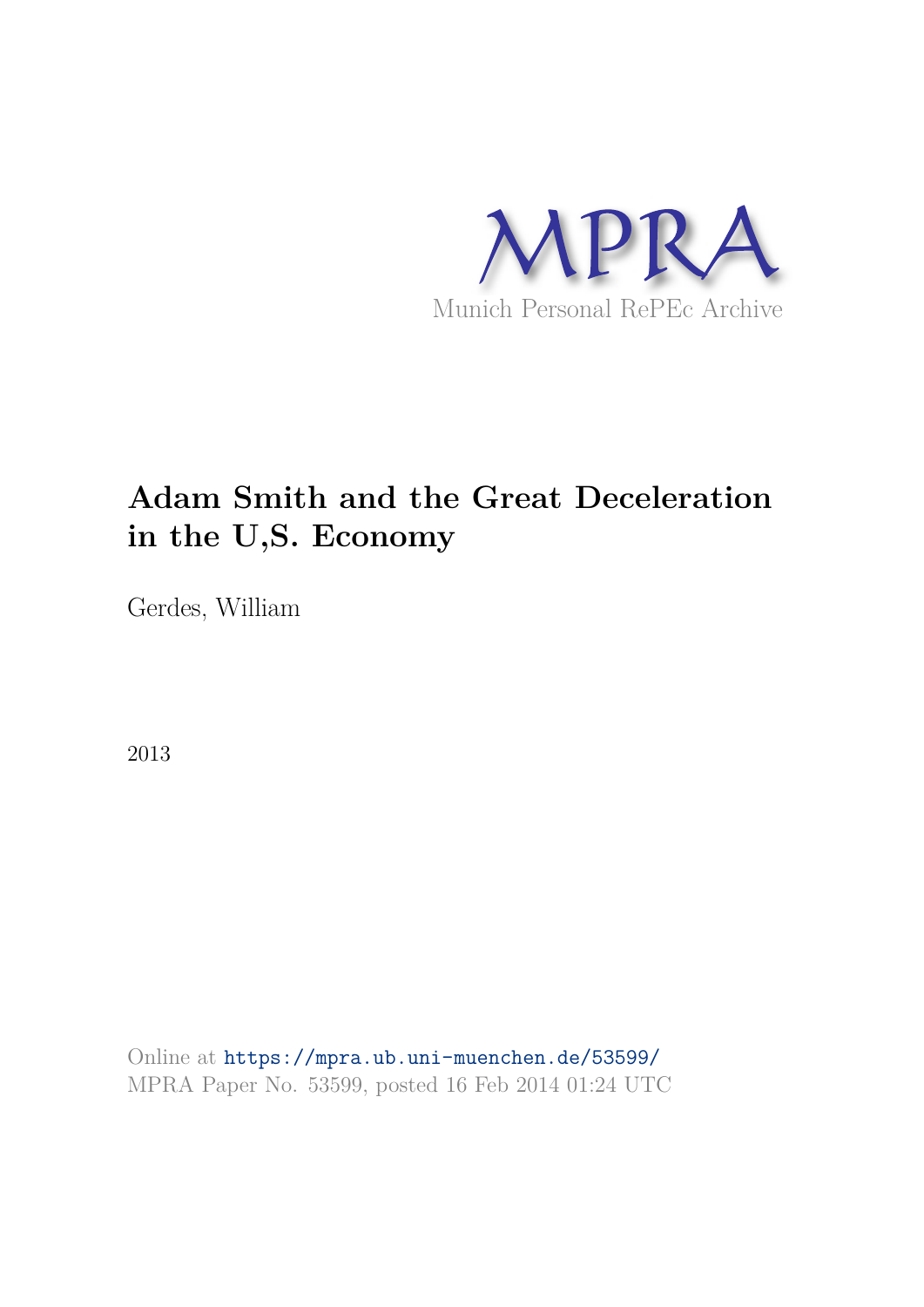MPRA

Munich Personal RePEc Archive

# Adam Smith and the Great Deceleration in the U,S. Economy

Gerdes, William

2013

Online at https://mpra.ub.uni-muenchen.de/53599/
MPRA Paper No. 53599, posted 16 Feb 2014 01:24 UTC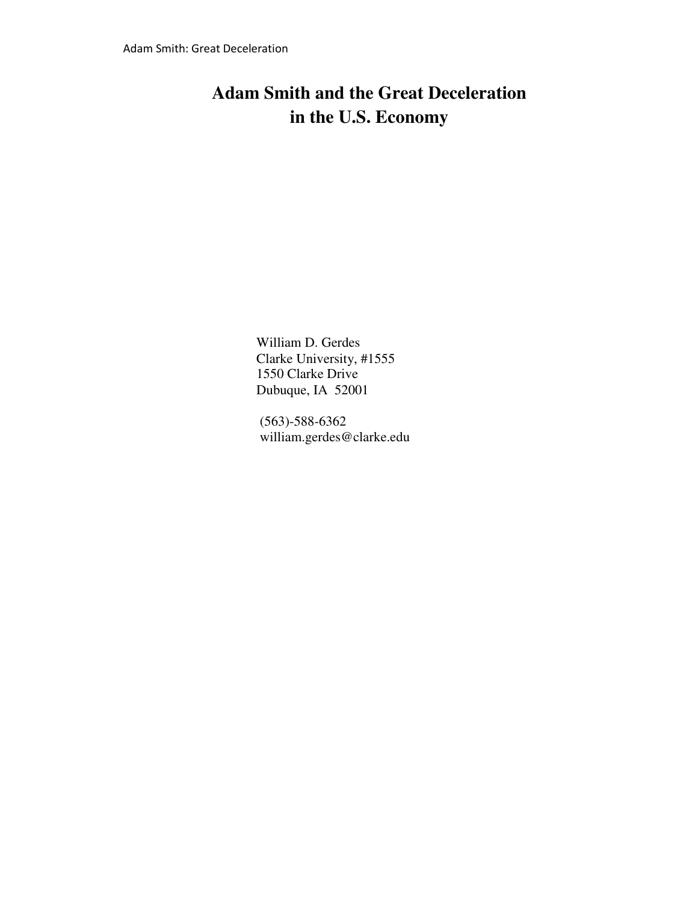# Adam Smith and the Great Deceleration in the U.S. Economy

William D. Gerdes
Clarke University, #1555
1550 Clarke Drive
Dubuque, IA 52001

(563)-588-6362
william.gerdes@clarke.edu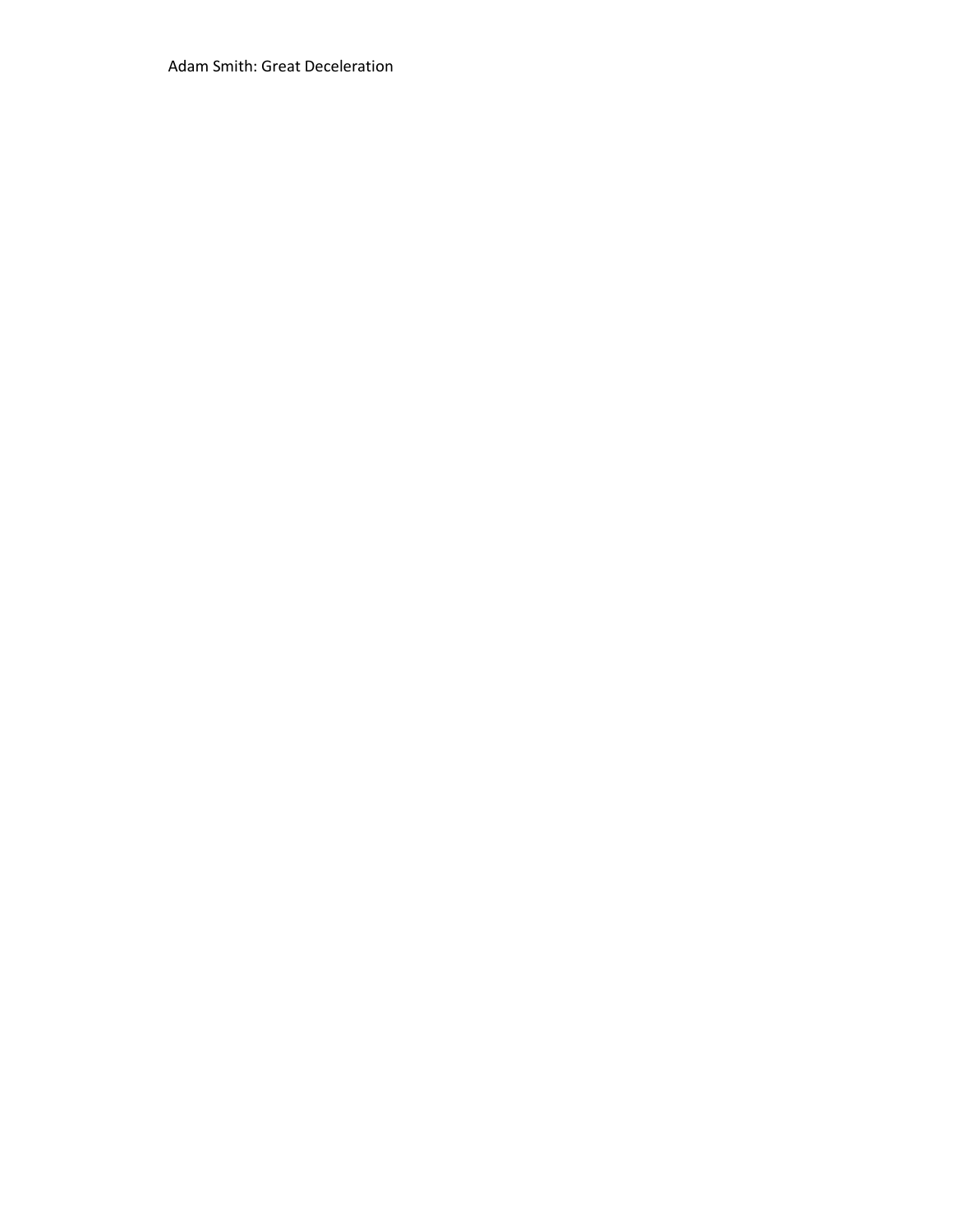Adam Smith: Great Deceleration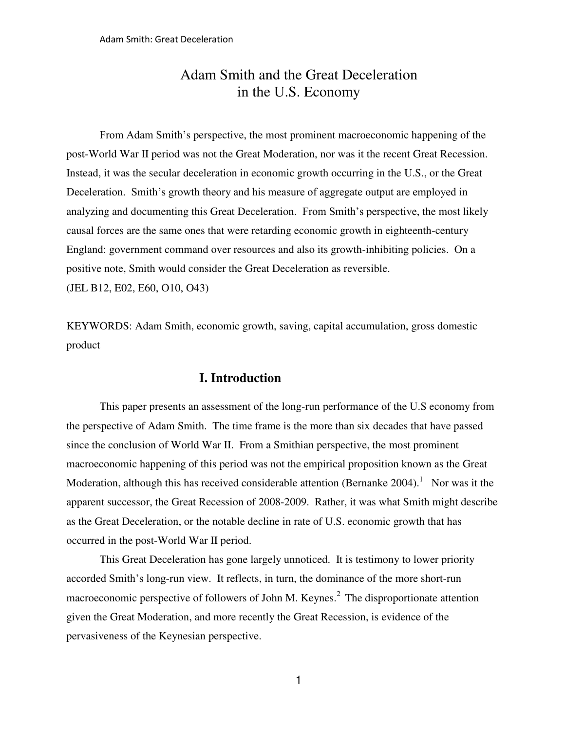# Adam Smith and the Great Deceleration in the U.S. Economy

From Adam Smith's perspective, the most prominent macroeconomic happening of the post-World War II period was not the Great Moderation, nor was it the recent Great Recession. Instead, it was the secular deceleration in economic growth occurring in the U.S., or the Great Deceleration. Smith's growth theory and his measure of aggregate output are employed in analyzing and documenting this Great Deceleration. From Smith's perspective, the most likely causal forces are the same ones that were retarding economic growth in eighteenth-century England: government command over resources and also its growth-inhibiting policies. On a positive note, Smith would consider the Great Deceleration as reversible.
(JEL B12, E02, E60, O10, O43)

KEYWORDS: Adam Smith, economic growth, saving, capital accumulation, gross domestic product

## I. Introduction

This paper presents an assessment of the long-run performance of the U.S economy from the perspective of Adam Smith. The time frame is the more than six decades that have passed since the conclusion of World War II. From a Smithian perspective, the most prominent macroeconomic happening of this period was not the empirical proposition known as the Great Moderation, although this has received considerable attention (Bernanke 2004).[1] Nor was it the apparent successor, the Great Recession of 2008-2009. Rather, it was what Smith might describe as the Great Deceleration, or the notable decline in rate of U.S. economic growth that has occurred in the post-World War II period.

This Great Deceleration has gone largely unnoticed. It is testimony to lower priority accorded Smith's long-run view. It reflects, in turn, the dominance of the more short-run macroeconomic perspective of followers of John M. Keynes.[2] The disproportionate attention given the Great Moderation, and more recently the Great Recession, is evidence of the pervasiveness of the Keynesian perspective.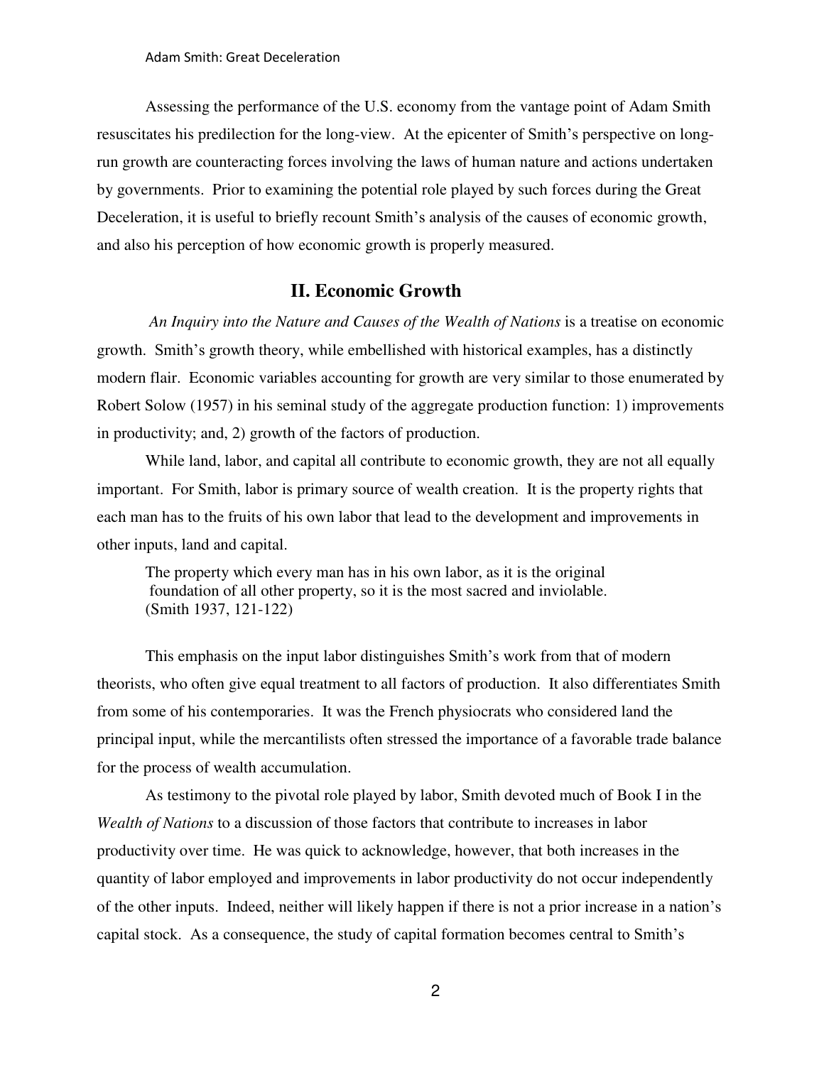Assessing the performance of the U.S. economy from the vantage point of Adam Smith resuscitates his predilection for the long-view. At the epicenter of Smith's perspective on long-run growth are counteracting forces involving the laws of human nature and actions undertaken by governments. Prior to examining the potential role played by such forces during the Great Deceleration, it is useful to briefly recount Smith's analysis of the causes of economic growth, and also his perception of how economic growth is properly measured.

## II. Economic Growth

*An Inquiry into the Nature and Causes of the Wealth of Nations* is a treatise on economic growth. Smith's growth theory, while embellished with historical examples, has a distinctly modern flair. Economic variables accounting for growth are very similar to those enumerated by Robert Solow (1957) in his seminal study of the aggregate production function: 1) improvements in productivity; and, 2) growth of the factors of production.

While land, labor, and capital all contribute to economic growth, they are not all equally important. For Smith, labor is primary source of wealth creation. It is the property rights that each man has to the fruits of his own labor that lead to the development and improvements in other inputs, land and capital.

> The property which every man has in his own labor, as it is the original foundation of all other property, so it is the most sacred and inviolable. (Smith 1937, 121-122)

This emphasis on the input labor distinguishes Smith's work from that of modern theorists, who often give equal treatment to all factors of production. It also differentiates Smith from some of his contemporaries. It was the French physiocrats who considered land the principal input, while the mercantilists often stressed the importance of a favorable trade balance for the process of wealth accumulation.

As testimony to the pivotal role played by labor, Smith devoted much of Book I in the *Wealth of Nations* to a discussion of those factors that contribute to increases in labor productivity over time. He was quick to acknowledge, however, that both increases in the quantity of labor employed and improvements in labor productivity do not occur independently of the other inputs. Indeed, neither will likely happen if there is not a prior increase in a nation's capital stock. As a consequence, the study of capital formation becomes central to Smith's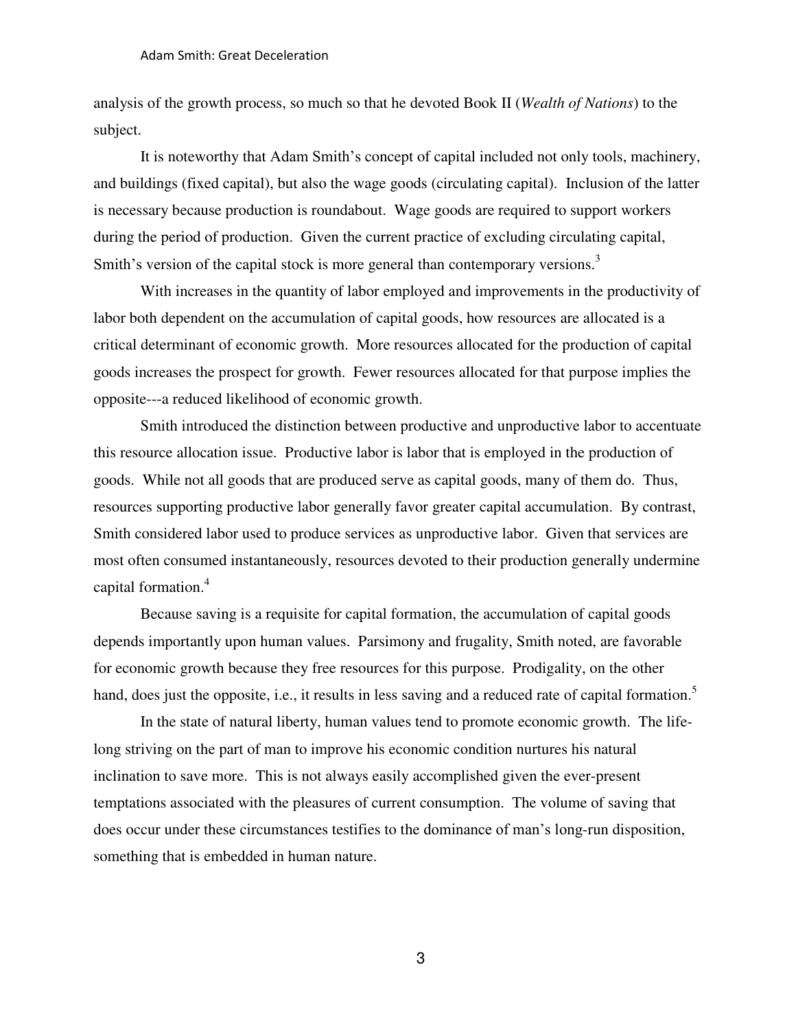analysis of the growth process, so much so that he devoted Book II (*Wealth of Nations*) to the subject.

It is noteworthy that Adam Smith's concept of capital included not only tools, machinery, and buildings (fixed capital), but also the wage goods (circulating capital). Inclusion of the latter is necessary because production is roundabout. Wage goods are required to support workers during the period of production. Given the current practice of excluding circulating capital, Smith's version of the capital stock is more general than contemporary versions.[3]

With increases in the quantity of labor employed and improvements in the productivity of labor both dependent on the accumulation of capital goods, how resources are allocated is a critical determinant of economic growth. More resources allocated for the production of capital goods increases the prospect for growth. Fewer resources allocated for that purpose implies the opposite---a reduced likelihood of economic growth.

Smith introduced the distinction between productive and unproductive labor to accentuate this resource allocation issue. Productive labor is labor that is employed in the production of goods. While not all goods that are produced serve as capital goods, many of them do. Thus, resources supporting productive labor generally favor greater capital accumulation. By contrast, Smith considered labor used to produce services as unproductive labor. Given that services are most often consumed instantaneously, resources devoted to their production generally undermine capital formation.[4]

Because saving is a requisite for capital formation, the accumulation of capital goods depends importantly upon human values. Parsimony and frugality, Smith noted, are favorable for economic growth because they free resources for this purpose. Prodigality, on the other hand, does just the opposite, i.e., it results in less saving and a reduced rate of capital formation.[5]

In the state of natural liberty, human values tend to promote economic growth. The life-long striving on the part of man to improve his economic condition nurtures his natural inclination to save more. This is not always easily accomplished given the ever-present temptations associated with the pleasures of current consumption. The volume of saving that does occur under these circumstances testifies to the dominance of man's long-run disposition, something that is embedded in human nature.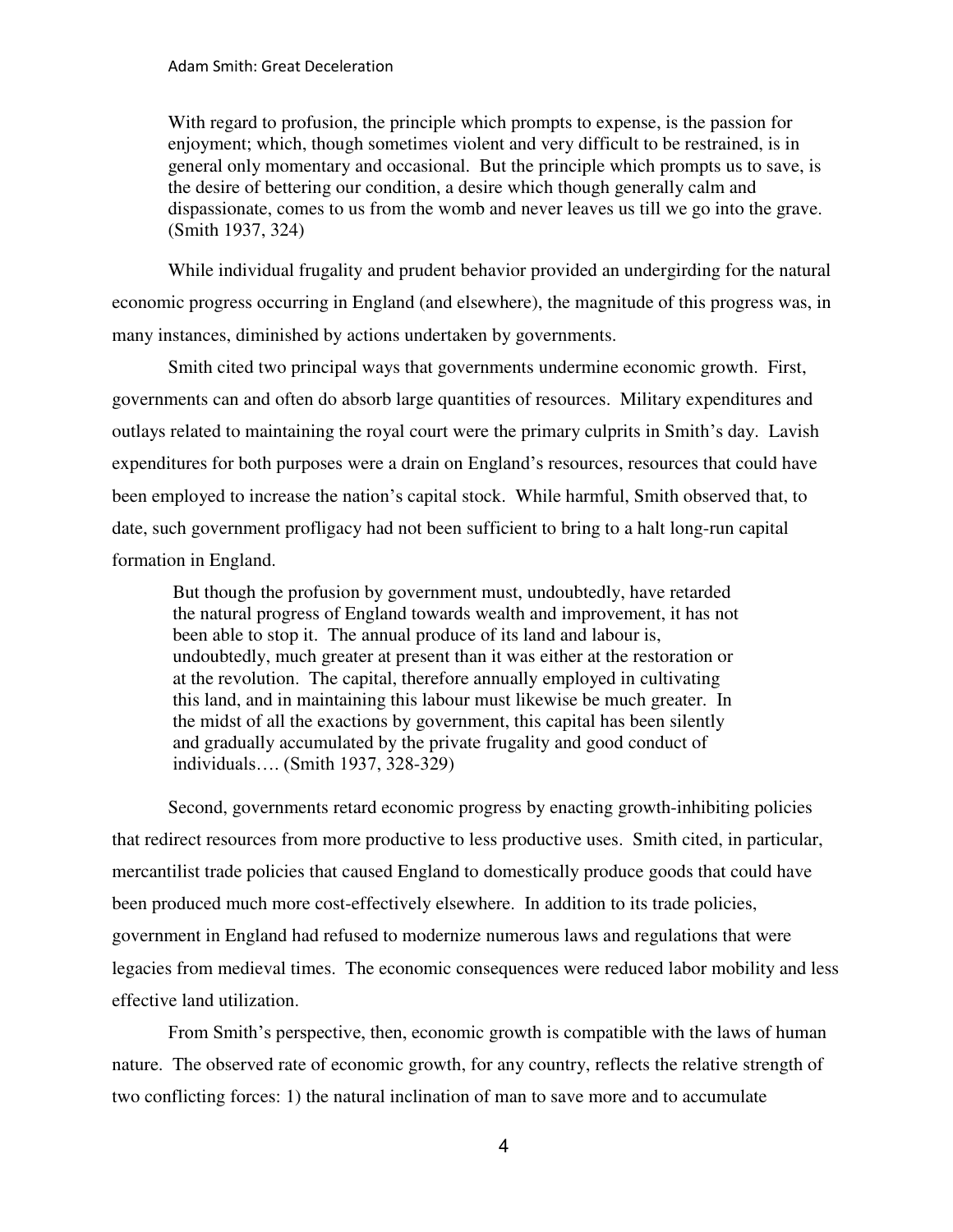> With regard to profusion, the principle which prompts to expense, is the passion for enjoyment; which, though sometimes violent and very difficult to be restrained, is in general only momentary and occasional. But the principle which prompts us to save, is the desire of bettering our condition, a desire which though generally calm and dispassionate, comes to us from the womb and never leaves us till we go into the grave. (Smith 1937, 324)

While individual frugality and prudent behavior provided an undergirding for the natural economic progress occurring in England (and elsewhere), the magnitude of this progress was, in many instances, diminished by actions undertaken by governments.

Smith cited two principal ways that governments undermine economic growth. First, governments can and often do absorb large quantities of resources. Military expenditures and outlays related to maintaining the royal court were the primary culprits in Smith's day. Lavish expenditures for both purposes were a drain on England's resources, resources that could have been employed to increase the nation's capital stock. While harmful, Smith observed that, to date, such government profligacy had not been sufficient to bring to a halt long-run capital formation in England.

> But though the profusion by government must, undoubtedly, have retarded the natural progress of England towards wealth and improvement, it has not been able to stop it. The annual produce of its land and labour is, undoubtedly, much greater at present than it was either at the restoration or at the revolution. The capital, therefore annually employed in cultivating this land, and in maintaining this labour must likewise be much greater. In the midst of all the exactions by government, this capital has been silently and gradually accumulated by the private frugality and good conduct of individuals…. (Smith 1937, 328-329)

Second, governments retard economic progress by enacting growth-inhibiting policies that redirect resources from more productive to less productive uses. Smith cited, in particular, mercantilist trade policies that caused England to domestically produce goods that could have been produced much more cost-effectively elsewhere. In addition to its trade policies, government in England had refused to modernize numerous laws and regulations that were legacies from medieval times. The economic consequences were reduced labor mobility and less effective land utilization.

From Smith's perspective, then, economic growth is compatible with the laws of human nature. The observed rate of economic growth, for any country, reflects the relative strength of two conflicting forces: 1) the natural inclination of man to save more and to accumulate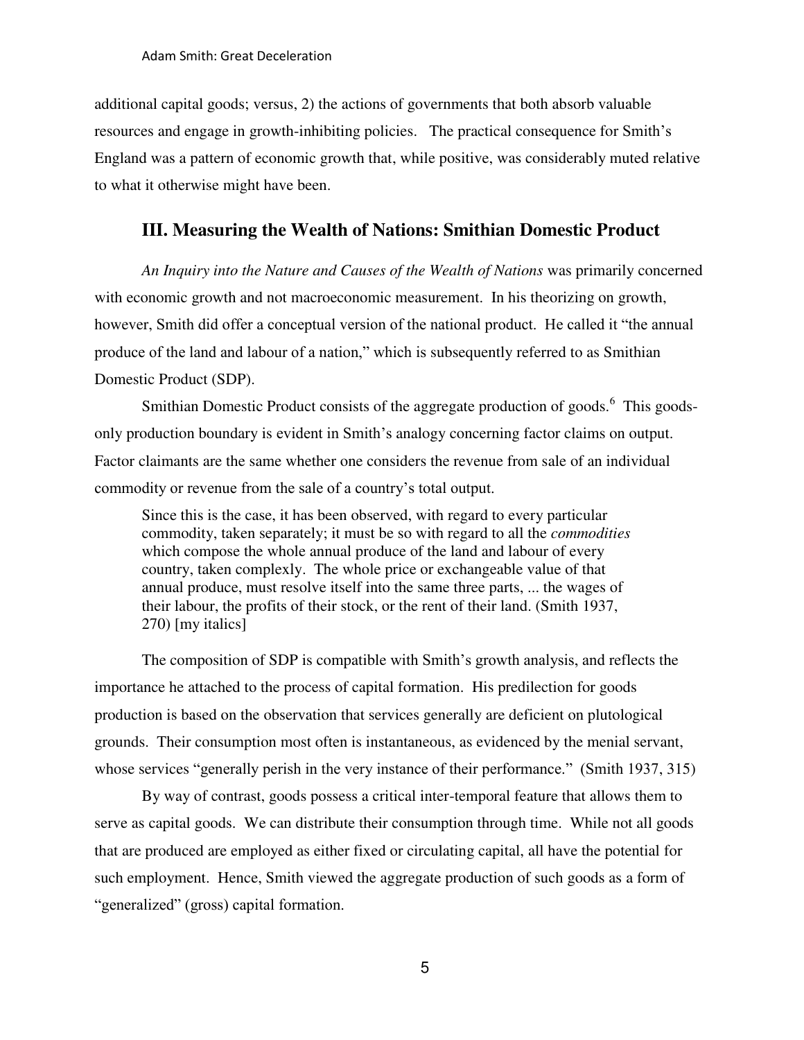additional capital goods; versus, 2) the actions of governments that both absorb valuable resources and engage in growth-inhibiting policies. The practical consequence for Smith's England was a pattern of economic growth that, while positive, was considerably muted relative to what it otherwise might have been.

## III. Measuring the Wealth of Nations: Smithian Domestic Product

*An Inquiry into the Nature and Causes of the Wealth of Nations* was primarily concerned with economic growth and not macroeconomic measurement. In his theorizing on growth, however, Smith did offer a conceptual version of the national product. He called it "the annual produce of the land and labour of a nation," which is subsequently referred to as Smithian Domestic Product (SDP).

Smithian Domestic Product consists of the aggregate production of goods.[6] This goods-only production boundary is evident in Smith's analogy concerning factor claims on output. Factor claimants are the same whether one considers the revenue from sale of an individual commodity or revenue from the sale of a country's total output.

> Since this is the case, it has been observed, with regard to every particular commodity, taken separately; it must be so with regard to all the *commodities* which compose the whole annual produce of the land and labour of every country, taken complexly. The whole price or exchangeable value of that annual produce, must resolve itself into the same three parts, ... the wages of their labour, the profits of their stock, or the rent of their land. (Smith 1937, 270) [my italics]

The composition of SDP is compatible with Smith's growth analysis, and reflects the importance he attached to the process of capital formation. His predilection for goods production is based on the observation that services generally are deficient on plutological grounds. Their consumption most often is instantaneous, as evidenced by the menial servant, whose services "generally perish in the very instance of their performance." (Smith 1937, 315)

By way of contrast, goods possess a critical inter-temporal feature that allows them to serve as capital goods. We can distribute their consumption through time. While not all goods that are produced are employed as either fixed or circulating capital, all have the potential for such employment. Hence, Smith viewed the aggregate production of such goods as a form of "generalized" (gross) capital formation.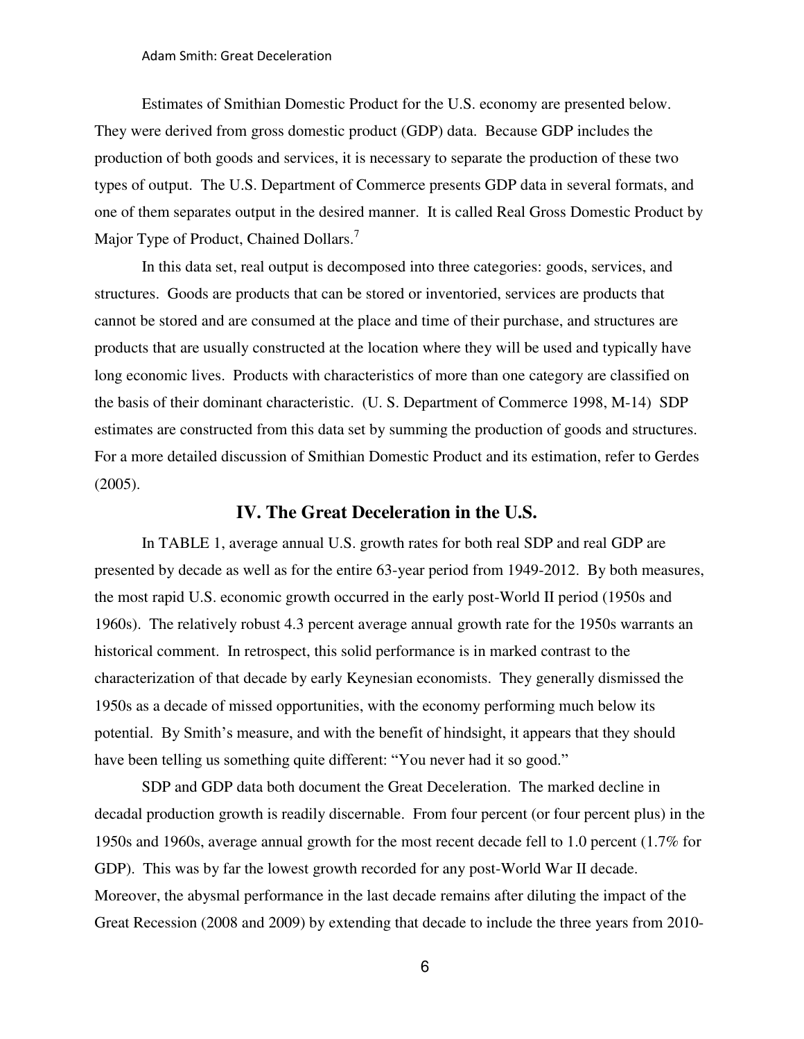Estimates of Smithian Domestic Product for the U.S. economy are presented below. They were derived from gross domestic product (GDP) data. Because GDP includes the production of both goods and services, it is necessary to separate the production of these two types of output. The U.S. Department of Commerce presents GDP data in several formats, and one of them separates output in the desired manner. It is called Real Gross Domestic Product by Major Type of Product, Chained Dollars.[7]

In this data set, real output is decomposed into three categories: goods, services, and structures. Goods are products that can be stored or inventoried, services are products that cannot be stored and are consumed at the place and time of their purchase, and structures are products that are usually constructed at the location where they will be used and typically have long economic lives. Products with characteristics of more than one category are classified on the basis of their dominant characteristic. (U. S. Department of Commerce 1998, M-14) SDP estimates are constructed from this data set by summing the production of goods and structures. For a more detailed discussion of Smithian Domestic Product and its estimation, refer to Gerdes (2005).

## IV. The Great Deceleration in the U.S.

In TABLE 1, average annual U.S. growth rates for both real SDP and real GDP are presented by decade as well as for the entire 63-year period from 1949-2012. By both measures, the most rapid U.S. economic growth occurred in the early post-World II period (1950s and 1960s). The relatively robust 4.3 percent average annual growth rate for the 1950s warrants an historical comment. In retrospect, this solid performance is in marked contrast to the characterization of that decade by early Keynesian economists. They generally dismissed the 1950s as a decade of missed opportunities, with the economy performing much below its potential. By Smith's measure, and with the benefit of hindsight, it appears that they should have been telling us something quite different: "You never had it so good."

SDP and GDP data both document the Great Deceleration. The marked decline in decadal production growth is readily discernable. From four percent (or four percent plus) in the 1950s and 1960s, average annual growth for the most recent decade fell to 1.0 percent (1.7% for GDP). This was by far the lowest growth recorded for any post-World War II decade. Moreover, the abysmal performance in the last decade remains after diluting the impact of the Great Recession (2008 and 2009) by extending that decade to include the three years from 2010-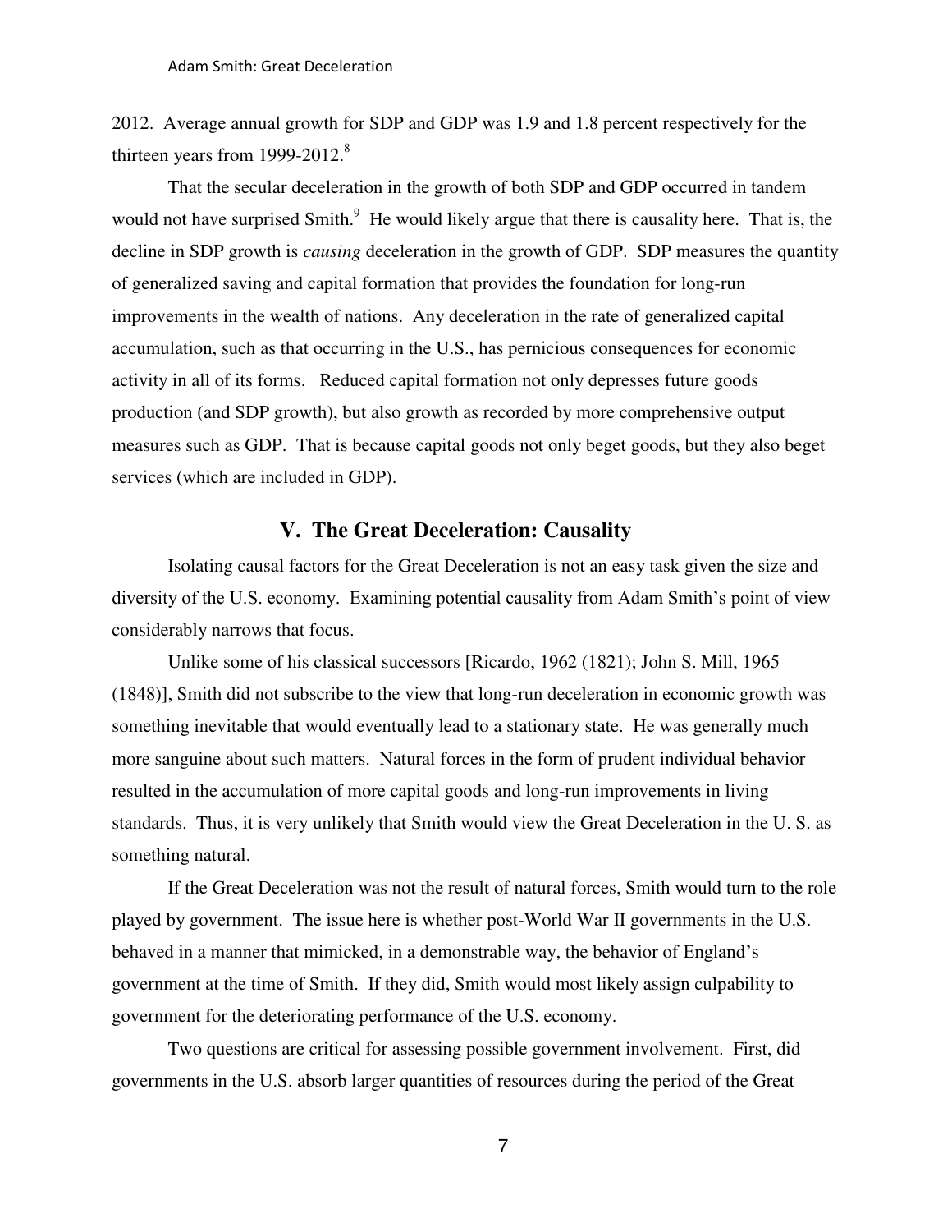2012. Average annual growth for SDP and GDP was 1.9 and 1.8 percent respectively for the thirteen years from 1999-2012.[8]

That the secular deceleration in the growth of both SDP and GDP occurred in tandem would not have surprised Smith.[9] He would likely argue that there is causality here. That is, the decline in SDP growth is *causing* deceleration in the growth of GDP. SDP measures the quantity of generalized saving and capital formation that provides the foundation for long-run improvements in the wealth of nations. Any deceleration in the rate of generalized capital accumulation, such as that occurring in the U.S., has pernicious consequences for economic activity in all of its forms. Reduced capital formation not only depresses future goods production (and SDP growth), but also growth as recorded by more comprehensive output measures such as GDP. That is because capital goods not only beget goods, but they also beget services (which are included in GDP).

## V. The Great Deceleration: Causality

Isolating causal factors for the Great Deceleration is not an easy task given the size and diversity of the U.S. economy. Examining potential causality from Adam Smith's point of view considerably narrows that focus.

Unlike some of his classical successors [Ricardo, 1962 (1821); John S. Mill, 1965 (1848)], Smith did not subscribe to the view that long-run deceleration in economic growth was something inevitable that would eventually lead to a stationary state. He was generally much more sanguine about such matters. Natural forces in the form of prudent individual behavior resulted in the accumulation of more capital goods and long-run improvements in living standards. Thus, it is very unlikely that Smith would view the Great Deceleration in the U. S. as something natural.

If the Great Deceleration was not the result of natural forces, Smith would turn to the role played by government. The issue here is whether post-World War II governments in the U.S. behaved in a manner that mimicked, in a demonstrable way, the behavior of England's government at the time of Smith. If they did, Smith would most likely assign culpability to government for the deteriorating performance of the U.S. economy.

Two questions are critical for assessing possible government involvement. First, did governments in the U.S. absorb larger quantities of resources during the period of the Great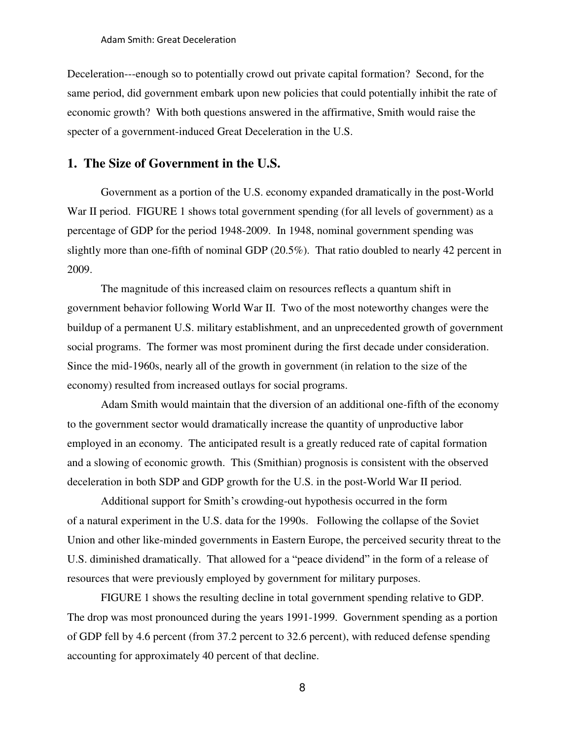Deceleration---enough so to potentially crowd out private capital formation? Second, for the same period, did government embark upon new policies that could potentially inhibit the rate of economic growth? With both questions answered in the affirmative, Smith would raise the specter of a government-induced Great Deceleration in the U.S.

## 1. The Size of Government in the U.S.

Government as a portion of the U.S. economy expanded dramatically in the post-World War II period. FIGURE 1 shows total government spending (for all levels of government) as a percentage of GDP for the period 1948-2009. In 1948, nominal government spending was slightly more than one-fifth of nominal GDP (20.5%). That ratio doubled to nearly 42 percent in 2009.

The magnitude of this increased claim on resources reflects a quantum shift in government behavior following World War II. Two of the most noteworthy changes were the buildup of a permanent U.S. military establishment, and an unprecedented growth of government social programs. The former was most prominent during the first decade under consideration. Since the mid-1960s, nearly all of the growth in government (in relation to the size of the economy) resulted from increased outlays for social programs.

Adam Smith would maintain that the diversion of an additional one-fifth of the economy to the government sector would dramatically increase the quantity of unproductive labor employed in an economy. The anticipated result is a greatly reduced rate of capital formation and a slowing of economic growth. This (Smithian) prognosis is consistent with the observed deceleration in both SDP and GDP growth for the U.S. in the post-World War II period.

Additional support for Smith's crowding-out hypothesis occurred in the form of a natural experiment in the U.S. data for the 1990s. Following the collapse of the Soviet Union and other like-minded governments in Eastern Europe, the perceived security threat to the U.S. diminished dramatically. That allowed for a "peace dividend" in the form of a release of resources that were previously employed by government for military purposes.

FIGURE 1 shows the resulting decline in total government spending relative to GDP. The drop was most pronounced during the years 1991-1999. Government spending as a portion of GDP fell by 4.6 percent (from 37.2 percent to 32.6 percent), with reduced defense spending accounting for approximately 40 percent of that decline.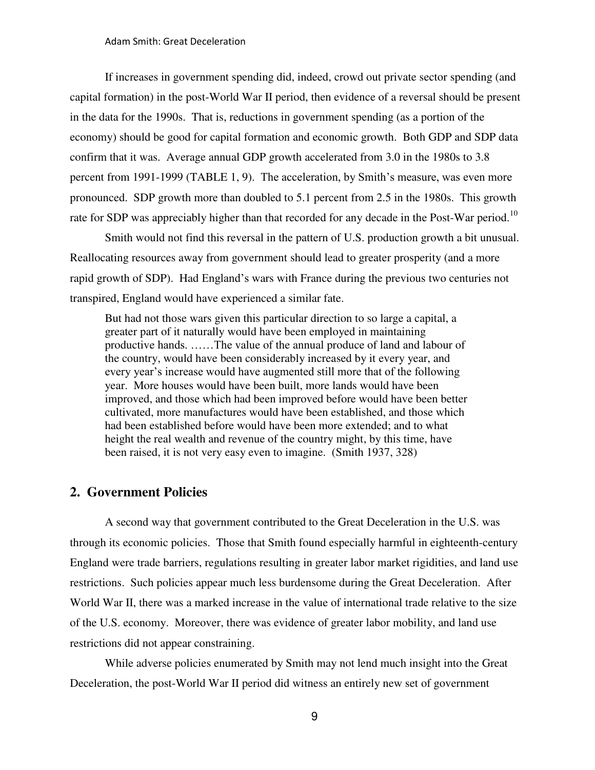If increases in government spending did, indeed, crowd out private sector spending (and capital formation) in the post-World War II period, then evidence of a reversal should be present in the data for the 1990s. That is, reductions in government spending (as a portion of the economy) should be good for capital formation and economic growth. Both GDP and SDP data confirm that it was. Average annual GDP growth accelerated from 3.0 in the 1980s to 3.8 percent from 1991-1999 (TABLE 1, 9). The acceleration, by Smith's measure, was even more pronounced. SDP growth more than doubled to 5.1 percent from 2.5 in the 1980s. This growth rate for SDP was appreciably higher than that recorded for any decade in the Post-War period.[10]

Smith would not find this reversal in the pattern of U.S. production growth a bit unusual. Reallocating resources away from government should lead to greater prosperity (and a more rapid growth of SDP). Had England's wars with France during the previous two centuries not transpired, England would have experienced a similar fate.

> But had not those wars given this particular direction to so large a capital, a greater part of it naturally would have been employed in maintaining productive hands. ……The value of the annual produce of land and labour of the country, would have been considerably increased by it every year, and every year's increase would have augmented still more that of the following year. More houses would have been built, more lands would have been improved, and those which had been improved before would have been better cultivated, more manufactures would have been established, and those which had been established before would have been more extended; and to what height the real wealth and revenue of the country might, by this time, have been raised, it is not very easy even to imagine. (Smith 1937, 328)

## 2. Government Policies

A second way that government contributed to the Great Deceleration in the U.S. was through its economic policies. Those that Smith found especially harmful in eighteenth-century England were trade barriers, regulations resulting in greater labor market rigidities, and land use restrictions. Such policies appear much less burdensome during the Great Deceleration. After World War II, there was a marked increase in the value of international trade relative to the size of the U.S. economy. Moreover, there was evidence of greater labor mobility, and land use restrictions did not appear constraining.

While adverse policies enumerated by Smith may not lend much insight into the Great Deceleration, the post-World War II period did witness an entirely new set of government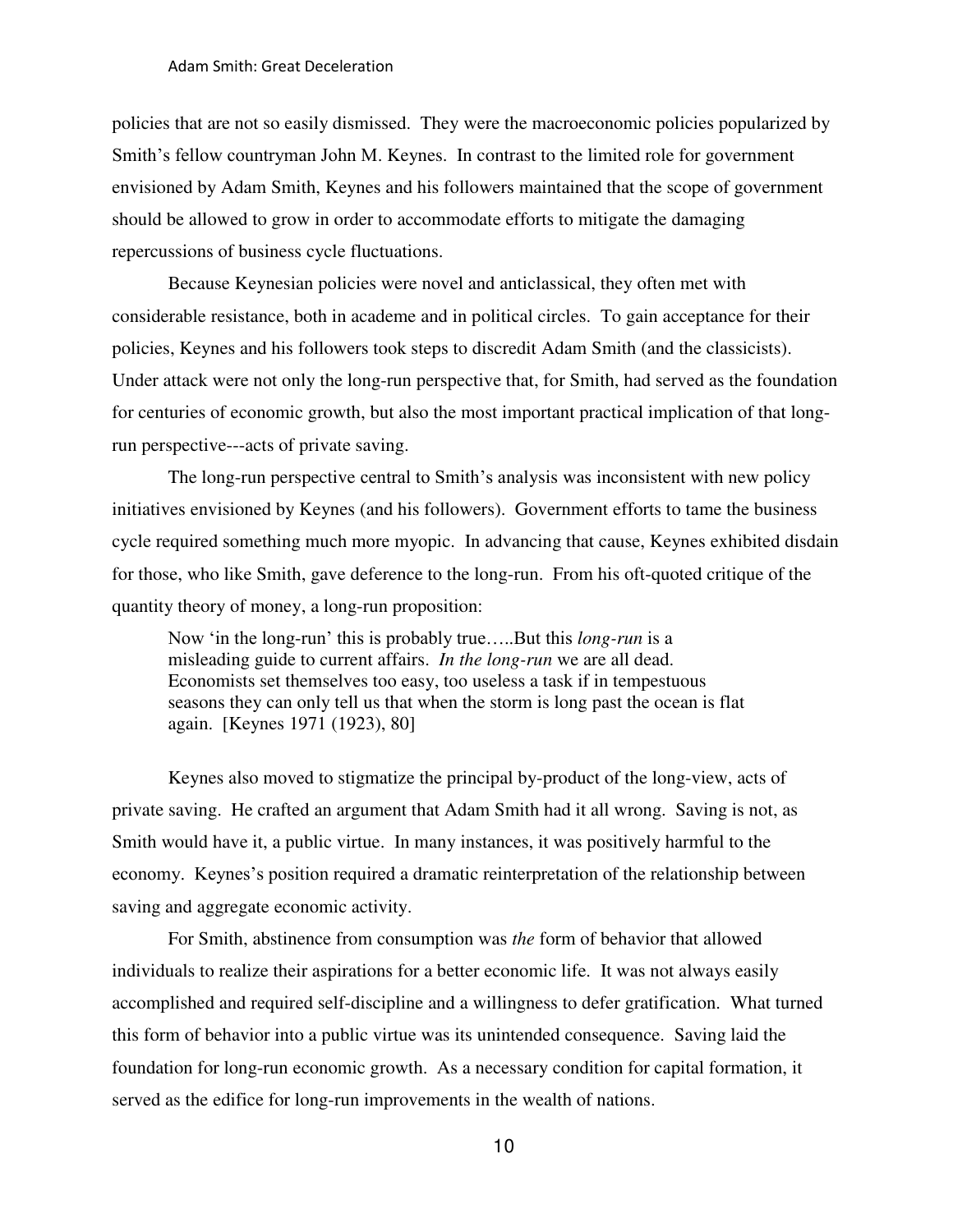policies that are not so easily dismissed. They were the macroeconomic policies popularized by Smith's fellow countryman John M. Keynes. In contrast to the limited role for government envisioned by Adam Smith, Keynes and his followers maintained that the scope of government should be allowed to grow in order to accommodate efforts to mitigate the damaging repercussions of business cycle fluctuations.

Because Keynesian policies were novel and anticlassical, they often met with considerable resistance, both in academe and in political circles. To gain acceptance for their policies, Keynes and his followers took steps to discredit Adam Smith (and the classicists). Under attack were not only the long-run perspective that, for Smith, had served as the foundation for centuries of economic growth, but also the most important practical implication of that long-run perspective---acts of private saving.

The long-run perspective central to Smith's analysis was inconsistent with new policy initiatives envisioned by Keynes (and his followers). Government efforts to tame the business cycle required something much more myopic. In advancing that cause, Keynes exhibited disdain for those, who like Smith, gave deference to the long-run. From his oft-quoted critique of the quantity theory of money, a long-run proposition:

> Now 'in the long-run' this is probably true…..But this *long-run* is a misleading guide to current affairs. *In the long-run* we are all dead. Economists set themselves too easy, too useless a task if in tempestuous seasons they can only tell us that when the storm is long past the ocean is flat again. [Keynes 1971 (1923), 80]

Keynes also moved to stigmatize the principal by-product of the long-view, acts of private saving. He crafted an argument that Adam Smith had it all wrong. Saving is not, as Smith would have it, a public virtue. In many instances, it was positively harmful to the economy. Keynes's position required a dramatic reinterpretation of the relationship between saving and aggregate economic activity.

For Smith, abstinence from consumption was *the* form of behavior that allowed individuals to realize their aspirations for a better economic life. It was not always easily accomplished and required self-discipline and a willingness to defer gratification. What turned this form of behavior into a public virtue was its unintended consequence. Saving laid the foundation for long-run economic growth. As a necessary condition for capital formation, it served as the edifice for long-run improvements in the wealth of nations.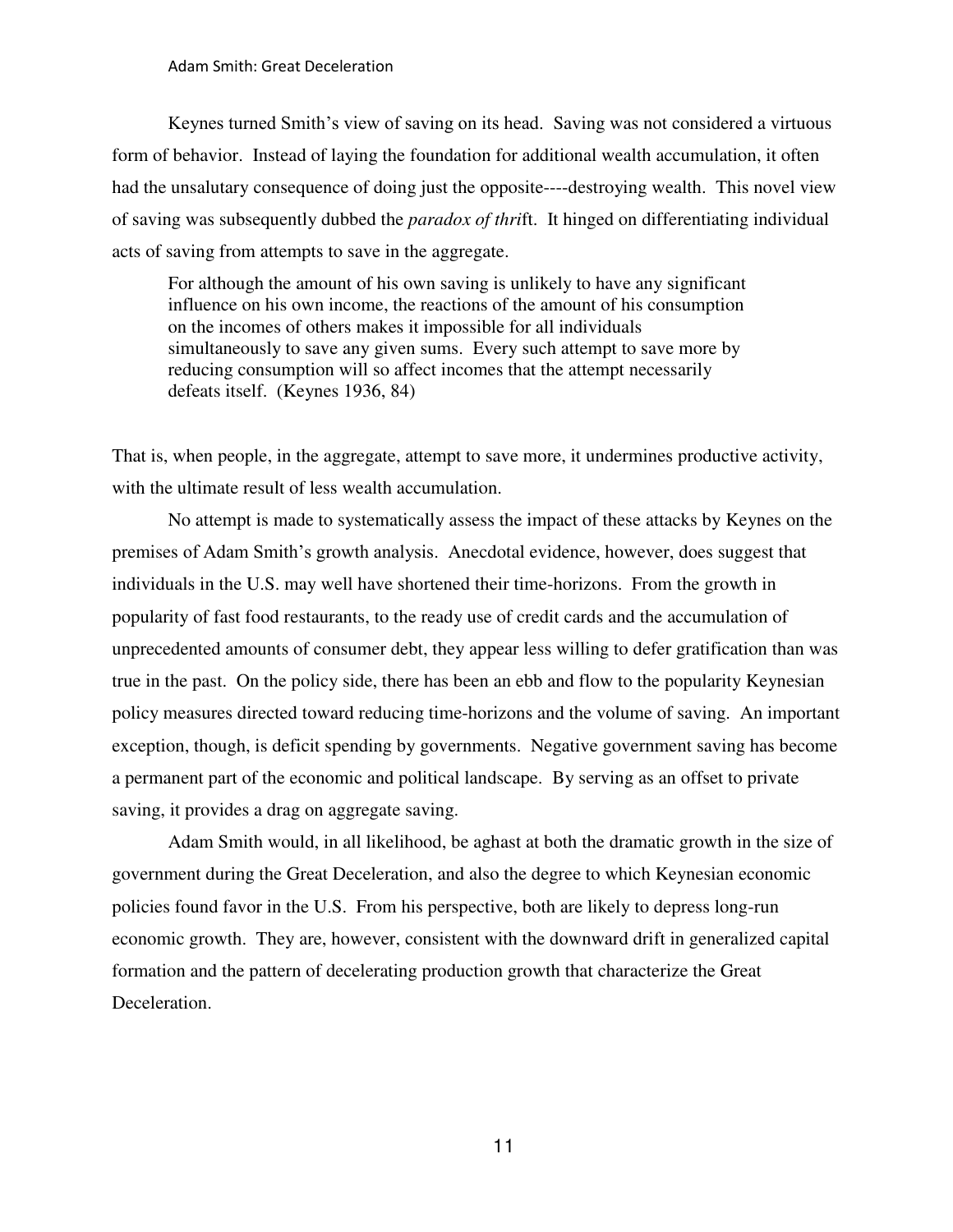Keynes turned Smith's view of saving on its head. Saving was not considered a virtuous form of behavior. Instead of laying the foundation for additional wealth accumulation, it often had the unsalutary consequence of doing just the opposite----destroying wealth. This novel view of saving was subsequently dubbed the *paradox of thrift*. It hinged on differentiating individual acts of saving from attempts to save in the aggregate.

> For although the amount of his own saving is unlikely to have any significant influence on his own income, the reactions of the amount of his consumption on the incomes of others makes it impossible for all individuals simultaneously to save any given sums. Every such attempt to save more by reducing consumption will so affect incomes that the attempt necessarily defeats itself. (Keynes 1936, 84)

That is, when people, in the aggregate, attempt to save more, it undermines productive activity, with the ultimate result of less wealth accumulation.

No attempt is made to systematically assess the impact of these attacks by Keynes on the premises of Adam Smith's growth analysis. Anecdotal evidence, however, does suggest that individuals in the U.S. may well have shortened their time-horizons. From the growth in popularity of fast food restaurants, to the ready use of credit cards and the accumulation of unprecedented amounts of consumer debt, they appear less willing to defer gratification than was true in the past. On the policy side, there has been an ebb and flow to the popularity Keynesian policy measures directed toward reducing time-horizons and the volume of saving. An important exception, though, is deficit spending by governments. Negative government saving has become a permanent part of the economic and political landscape. By serving as an offset to private saving, it provides a drag on aggregate saving.

Adam Smith would, in all likelihood, be aghast at both the dramatic growth in the size of government during the Great Deceleration, and also the degree to which Keynesian economic policies found favor in the U.S. From his perspective, both are likely to depress long-run economic growth. They are, however, consistent with the downward drift in generalized capital formation and the pattern of decelerating production growth that characterize the Great Deceleration.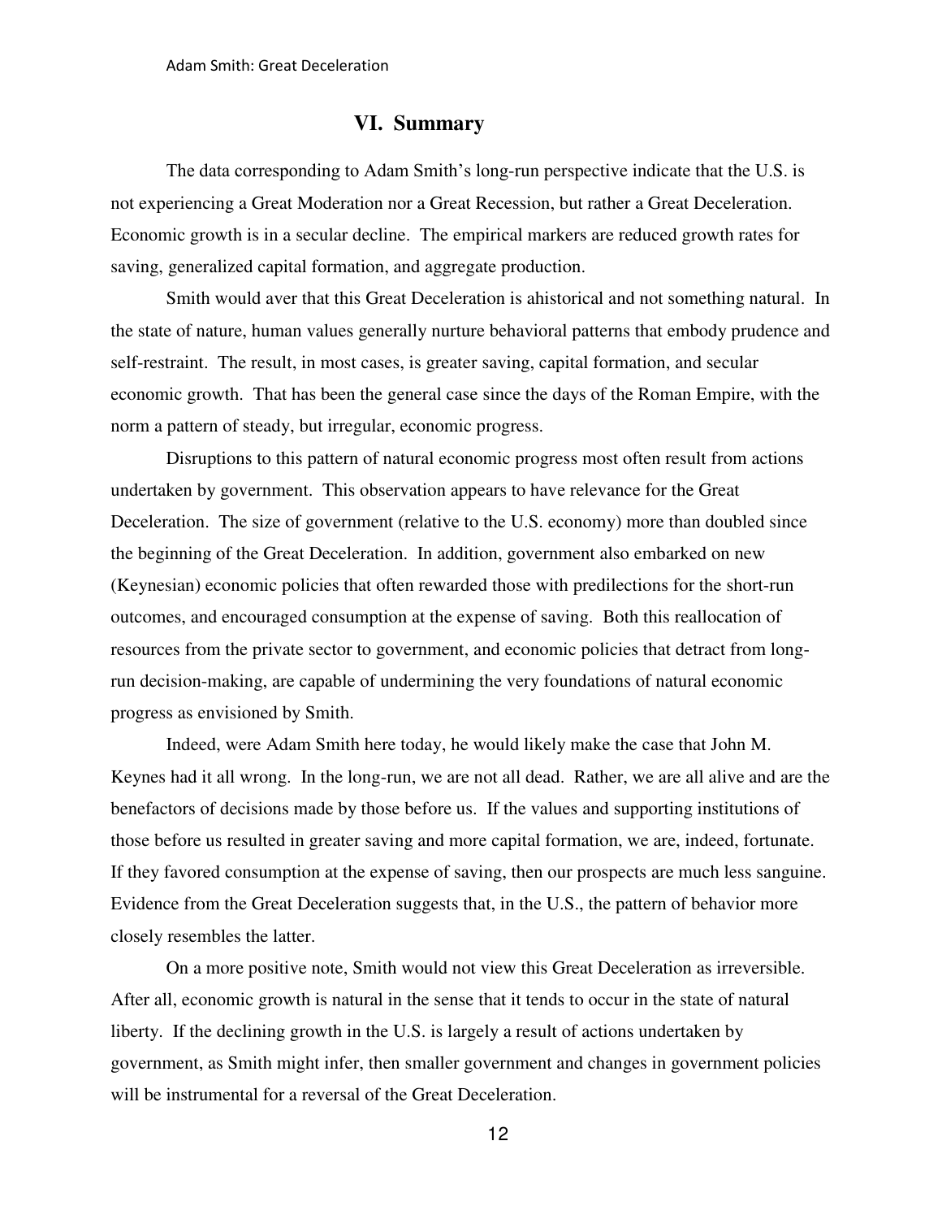## VI. Summary

The data corresponding to Adam Smith's long-run perspective indicate that the U.S. is not experiencing a Great Moderation nor a Great Recession, but rather a Great Deceleration. Economic growth is in a secular decline. The empirical markers are reduced growth rates for saving, generalized capital formation, and aggregate production.

Smith would aver that this Great Deceleration is ahistorical and not something natural. In the state of nature, human values generally nurture behavioral patterns that embody prudence and self-restraint. The result, in most cases, is greater saving, capital formation, and secular economic growth. That has been the general case since the days of the Roman Empire, with the norm a pattern of steady, but irregular, economic progress.

Disruptions to this pattern of natural economic progress most often result from actions undertaken by government. This observation appears to have relevance for the Great Deceleration. The size of government (relative to the U.S. economy) more than doubled since the beginning of the Great Deceleration. In addition, government also embarked on new (Keynesian) economic policies that often rewarded those with predilections for the short-run outcomes, and encouraged consumption at the expense of saving. Both this reallocation of resources from the private sector to government, and economic policies that detract from long-run decision-making, are capable of undermining the very foundations of natural economic progress as envisioned by Smith.

Indeed, were Adam Smith here today, he would likely make the case that John M. Keynes had it all wrong. In the long-run, we are not all dead. Rather, we are all alive and are the benefactors of decisions made by those before us. If the values and supporting institutions of those before us resulted in greater saving and more capital formation, we are, indeed, fortunate. If they favored consumption at the expense of saving, then our prospects are much less sanguine. Evidence from the Great Deceleration suggests that, in the U.S., the pattern of behavior more closely resembles the latter.

On a more positive note, Smith would not view this Great Deceleration as irreversible. After all, economic growth is natural in the sense that it tends to occur in the state of natural liberty. If the declining growth in the U.S. is largely a result of actions undertaken by government, as Smith might infer, then smaller government and changes in government policies will be instrumental for a reversal of the Great Deceleration.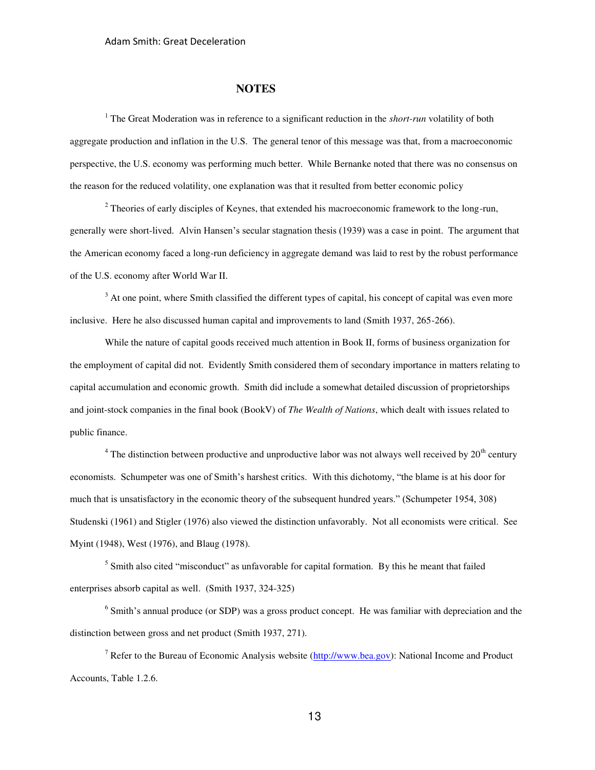## NOTES

[1] The Great Moderation was in reference to a significant reduction in the *short-run* volatility of both aggregate production and inflation in the U.S. The general tenor of this message was that, from a macroeconomic perspective, the U.S. economy was performing much better. While Bernanke noted that there was no consensus on the reason for the reduced volatility, one explanation was that it resulted from better economic policy

[2] Theories of early disciples of Keynes, that extended his macroeconomic framework to the long-run, generally were short-lived. Alvin Hansen's secular stagnation thesis (1939) was a case in point. The argument that the American economy faced a long-run deficiency in aggregate demand was laid to rest by the robust performance of the U.S. economy after World War II.

[3] At one point, where Smith classified the different types of capital, his concept of capital was even more inclusive. Here he also discussed human capital and improvements to land (Smith 1937, 265-266).

While the nature of capital goods received much attention in Book II, forms of business organization for the employment of capital did not. Evidently Smith considered them of secondary importance in matters relating to capital accumulation and economic growth. Smith did include a somewhat detailed discussion of proprietorships and joint-stock companies in the final book (BookV) of *The Wealth of Nations*, which dealt with issues related to public finance.

[4] The distinction between productive and unproductive labor was not always well received by 20th century economists. Schumpeter was one of Smith's harshest critics. With this dichotomy, "the blame is at his door for much that is unsatisfactory in the economic theory of the subsequent hundred years." (Schumpeter 1954, 308) Studenski (1961) and Stigler (1976) also viewed the distinction unfavorably. Not all economists were critical. See Myint (1948), West (1976), and Blaug (1978).

[5] Smith also cited "misconduct" as unfavorable for capital formation. By this he meant that failed enterprises absorb capital as well. (Smith 1937, 324-325)

[6] Smith's annual produce (or SDP) was a gross product concept. He was familiar with depreciation and the distinction between gross and net product (Smith 1937, 271).

[7] Refer to the Bureau of Economic Analysis website (http://www.bea.gov): National Income and Product Accounts, Table 1.2.6.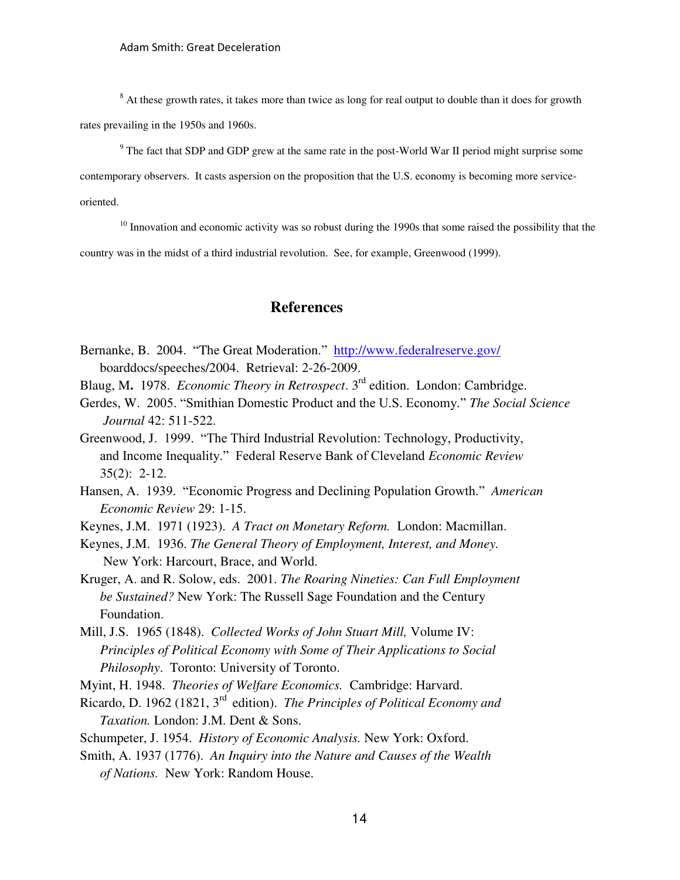[8] At these growth rates, it takes more than twice as long for real output to double than it does for growth rates prevailing in the 1950s and 1960s.

[9] The fact that SDP and GDP grew at the same rate in the post-World War II period might surprise some contemporary observers. It casts aspersion on the proposition that the U.S. economy is becoming more service-oriented.

[10] Innovation and economic activity was so robust during the 1990s that some raised the possibility that the country was in the midst of a third industrial revolution. See, for example, Greenwood (1999).

## References

Bernanke, B. 2004. "The Great Moderation." http://www.federalreserve.gov/boarddocs/speeches/2004. Retrieval: 2-26-2009.

Blaug, M**.** 1978. *Economic Theory in Retrospect*. 3rd edition. London: Cambridge.

Gerdes, W. 2005. "Smithian Domestic Product and the U.S. Economy." *The Social Science Journal* 42: 511-522.

Greenwood, J. 1999. "The Third Industrial Revolution: Technology, Productivity, and Income Inequality." Federal Reserve Bank of Cleveland *Economic Review* 35(2): 2-12.

Hansen, A. 1939. "Economic Progress and Declining Population Growth." *American Economic Review* 29: 1-15.

Keynes, J.M. 1971 (1923). *A Tract on Monetary Reform.* London: Macmillan.

Keynes, J.M. 1936. *The General Theory of Employment, Interest, and Money.* New York: Harcourt, Brace, and World.

Kruger, A. and R. Solow, eds. 2001. *The Roaring Nineties: Can Full Employment be Sustained?* New York: The Russell Sage Foundation and the Century Foundation.

Mill, J.S. 1965 (1848). *Collected Works of John Stuart Mill,* Volume IV: *Principles of Political Economy with Some of Their Applications to Social Philosophy*. Toronto: University of Toronto.

Myint, H. 1948. *Theories of Welfare Economics.* Cambridge: Harvard.

Ricardo, D. 1962 (1821, 3rd edition). *The Principles of Political Economy and Taxation.* London: J.M. Dent & Sons.

Schumpeter, J. 1954. *History of Economic Analysis.* New York: Oxford.

Smith, A. 1937 (1776). *An Inquiry into the Nature and Causes of the Wealth of Nations.* New York: Random House.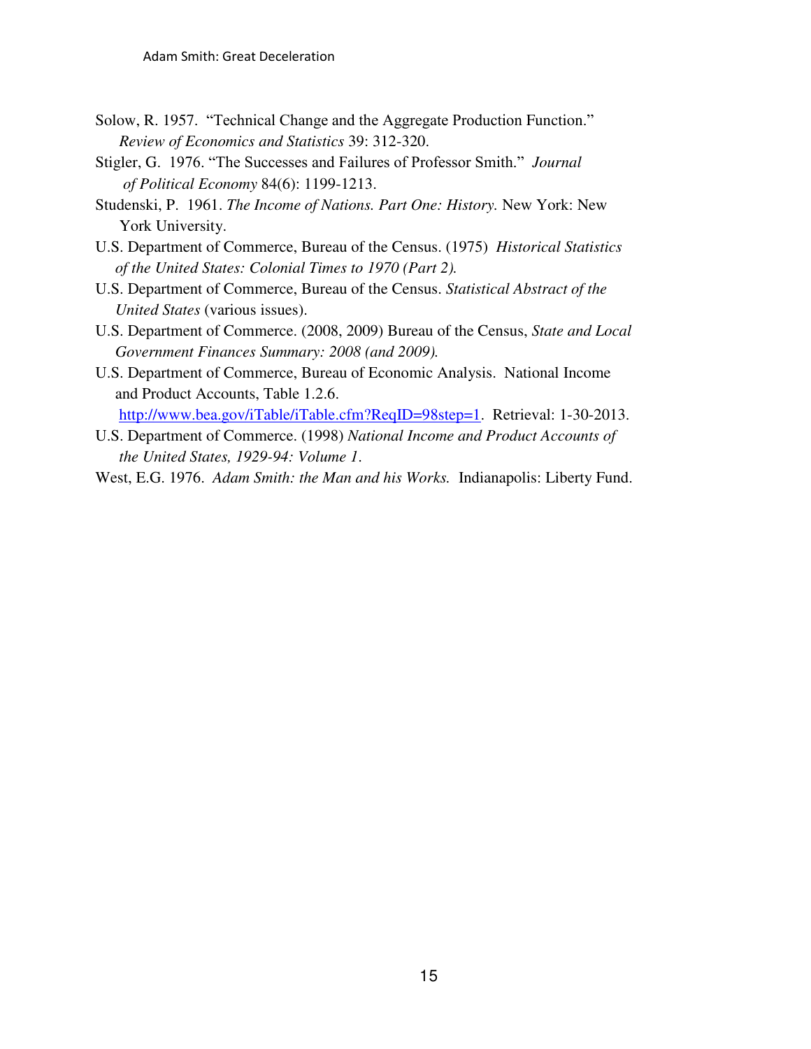Solow, R. 1957. "Technical Change and the Aggregate Production Function." *Review of Economics and Statistics* 39: 312-320.

Stigler, G. 1976. "The Successes and Failures of Professor Smith." *Journal of Political Economy* 84(6): 1199-1213.

Studenski, P. 1961. *The Income of Nations. Part One: History.* New York: New York University.

U.S. Department of Commerce, Bureau of the Census. (1975) *Historical Statistics of the United States: Colonial Times to 1970 (Part 2).*

U.S. Department of Commerce, Bureau of the Census. *Statistical Abstract of the United States* (various issues).

U.S. Department of Commerce. (2008, 2009) Bureau of the Census, *State and Local Government Finances Summary: 2008 (and 2009).*

U.S. Department of Commerce, Bureau of Economic Analysis. National Income and Product Accounts, Table 1.2.6. http://www.bea.gov/iTable/iTable.cfm?ReqID=98step=1. Retrieval: 1-30-2013.

U.S. Department of Commerce. (1998) *National Income and Product Accounts of the United States, 1929-94: Volume 1*.

West, E.G. 1976. *Adam Smith: the Man and his Works.* Indianapolis: Liberty Fund.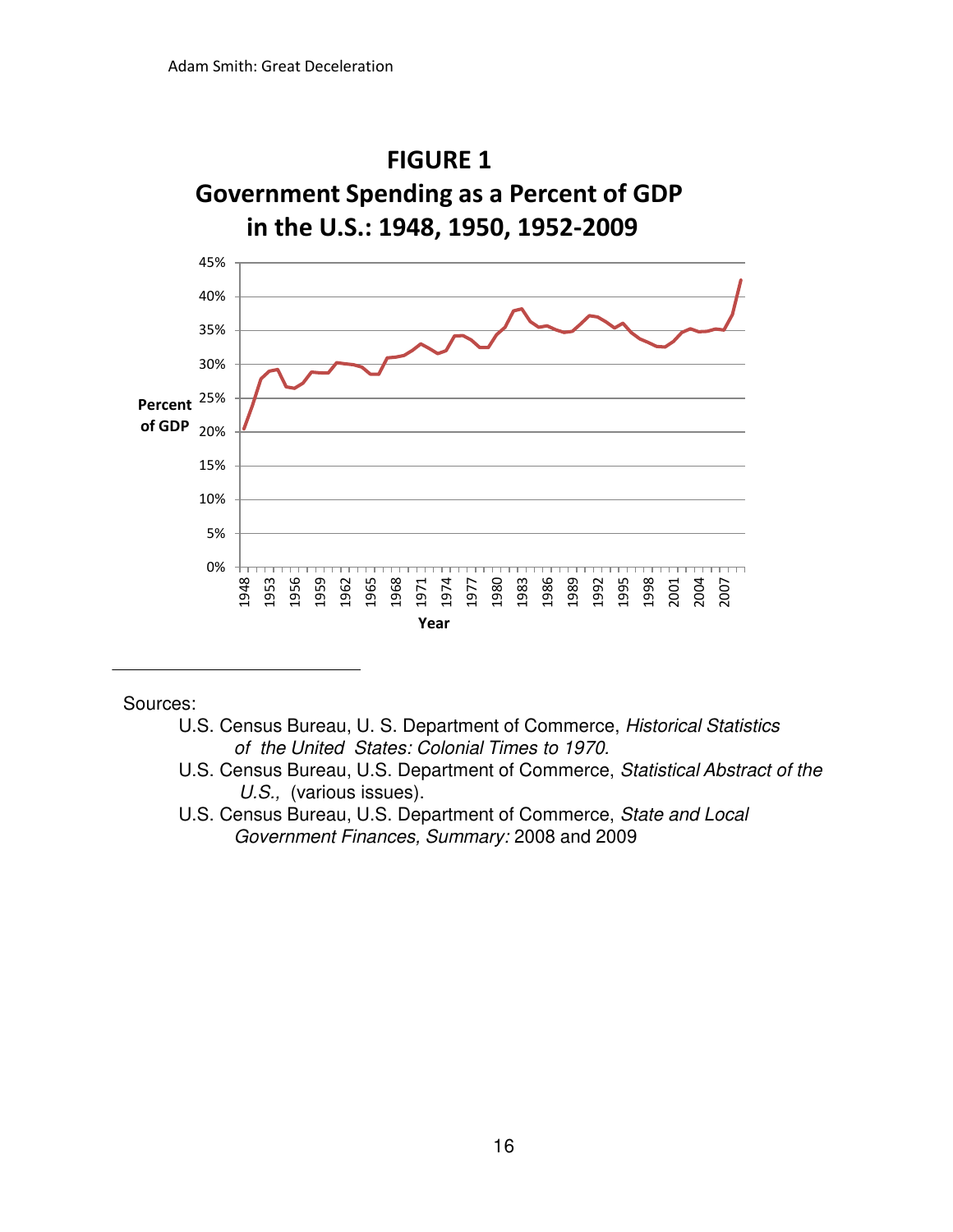**FIGURE 1**
**Government Spending as a Percent of GDP in the U.S.: 1948, 1950, 1952-2009**

45%
40%
35%
30%
25%
20%
15%
10%
5%
0%

Percent of GDP

1948
1953
1956
1959
1962
1965
1968
1971
1974
1977
1980
1983
1986
1989
1992
1995
1998
2001
2004
2007

Year

---

Sources:

U.S. Census Bureau, U. S. Department of Commerce, *Historical Statistics of the United States: Colonial Times to 1970.*

U.S. Census Bureau, U.S. Department of Commerce, *Statistical Abstract of the U.S.,* (various issues).

U.S. Census Bureau, U.S. Department of Commerce, *State and Local Government Finances, Summary:* 2008 and 2009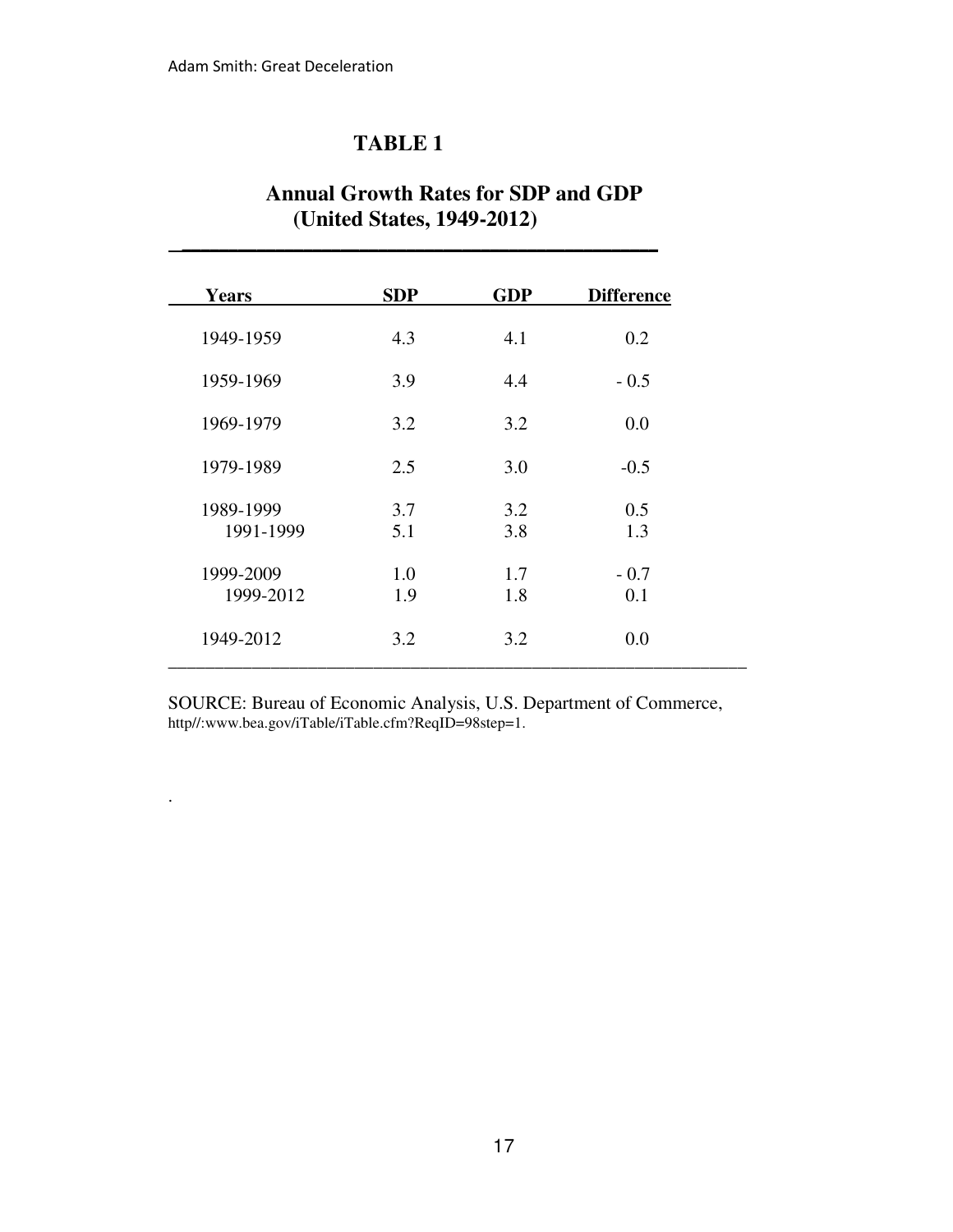## TABLE 1

### Annual Growth Rates for SDP and GDP (United States, 1949-2012)

| Years | SDP | GDP | Difference |
|---|---|---|---|
| 1949-1959 | 4.3 | 4.1 | 0.2 |
| 1959-1969 | 3.9 | 4.4 | - 0.5 |
| 1969-1979 | 3.2 | 3.2 | 0.0 |
| 1979-1989 | 2.5 | 3.0 | -0.5 |
| 1989-1999 | 3.7 | 3.2 | 0.5 |
| 1991-1999 | 5.1 | 3.8 | 1.3 |
| 1999-2009 | 1.0 | 1.7 | - 0.7 |
| 1999-2012 | 1.9 | 1.8 | 0.1 |
| 1949-2012 | 3.2 | 3.2 | 0.0 |

SOURCE: Bureau of Economic Analysis, U.S. Department of Commerce, http//:www.bea.gov/iTable/iTable.cfm?ReqID=98step=1.

.